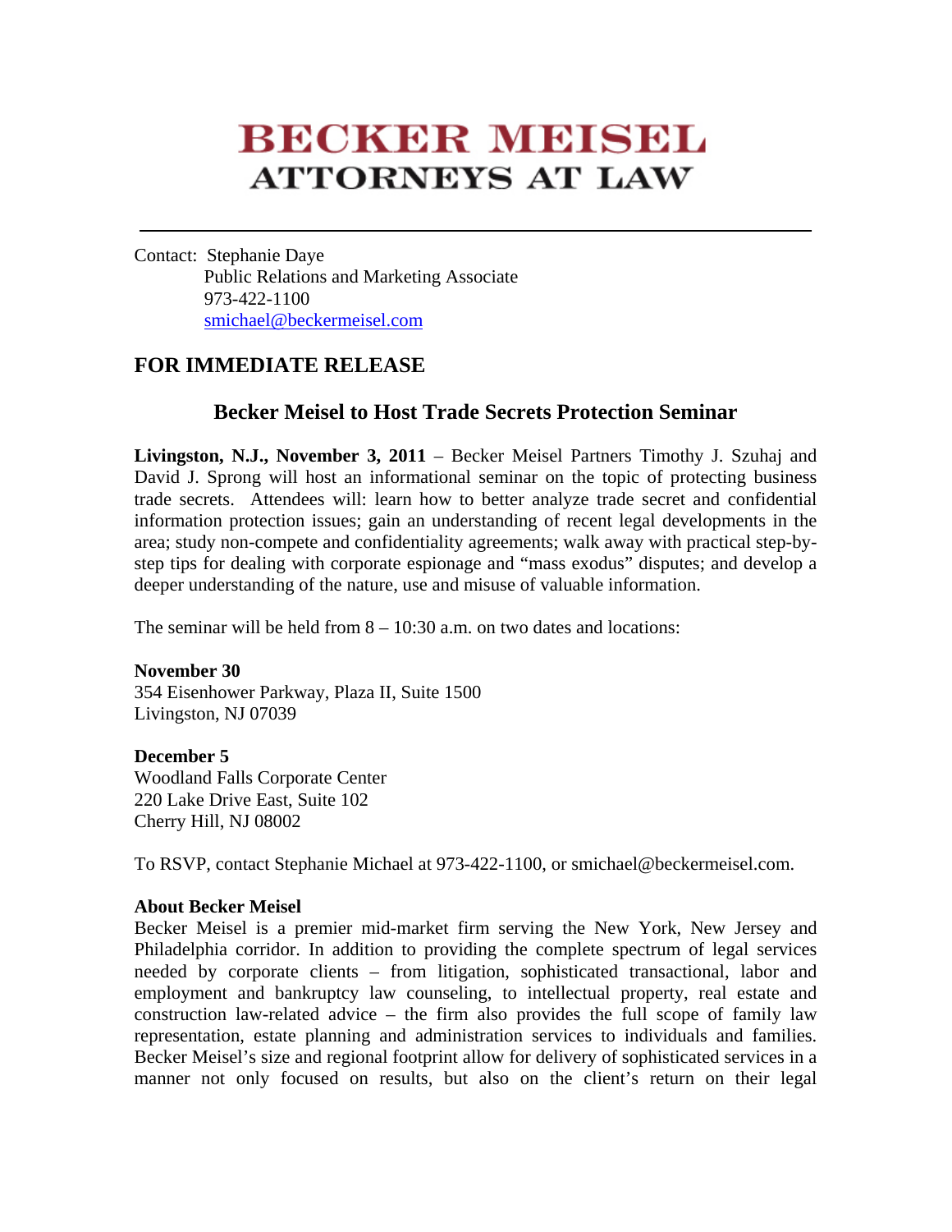# BECKER MEISEL
## ATTORNEYS AT LAW

---

Contact: Stephanie Daye
Public Relations and Marketing Associate
973-422-1100
smichael@beckermeisel.com

## FOR IMMEDIATE RELEASE

### Becker Meisel to Host Trade Secrets Protection Seminar

**Livingston, N.J., November 3, 2011** – Becker Meisel Partners Timothy J. Szuhaj and David J. Sprong will host an informational seminar on the topic of protecting business trade secrets. Attendees will: learn how to better analyze trade secret and confidential information protection issues; gain an understanding of recent legal developments in the area; study non-compete and confidentiality agreements; walk away with practical step-by-step tips for dealing with corporate espionage and "mass exodus" disputes; and develop a deeper understanding of the nature, use and misuse of valuable information.

The seminar will be held from 8 – 10:30 a.m. on two dates and locations:

**November 30**
354 Eisenhower Parkway, Plaza II, Suite 1500
Livingston, NJ 07039

**December 5**
Woodland Falls Corporate Center
220 Lake Drive East, Suite 102
Cherry Hill, NJ 08002

To RSVP, contact Stephanie Michael at 973-422-1100, or smichael@beckermeisel.com.

**About Becker Meisel**
Becker Meisel is a premier mid-market firm serving the New York, New Jersey and Philadelphia corridor. In addition to providing the complete spectrum of legal services needed by corporate clients – from litigation, sophisticated transactional, labor and employment and bankruptcy law counseling, to intellectual property, real estate and construction law-related advice – the firm also provides the full scope of family law representation, estate planning and administration services to individuals and families. Becker Meisel's size and regional footprint allow for delivery of sophisticated services in a manner not only focused on results, but also on the client's return on their legal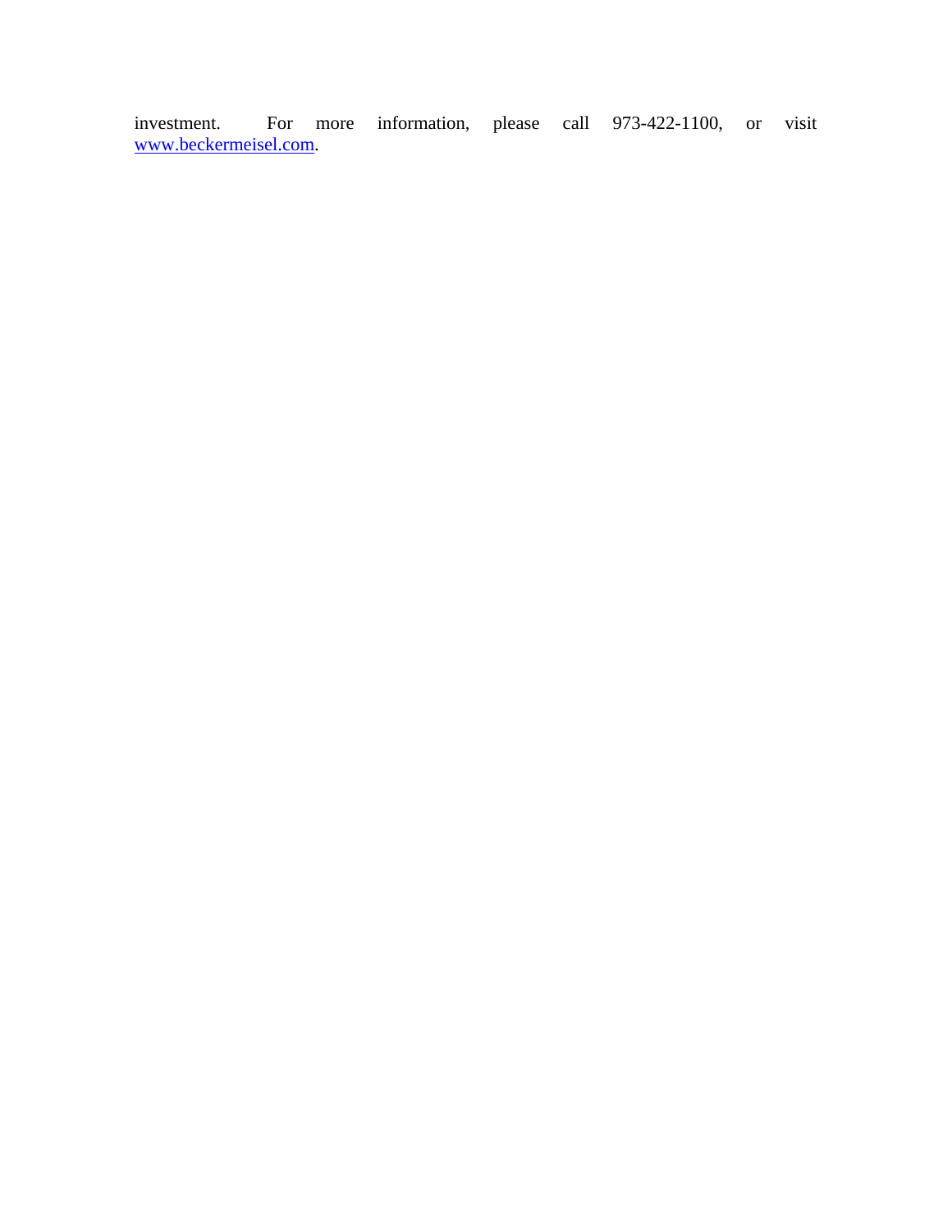investment. For more information, please call 973-422-1100, or visit www.beckermeisel.com.